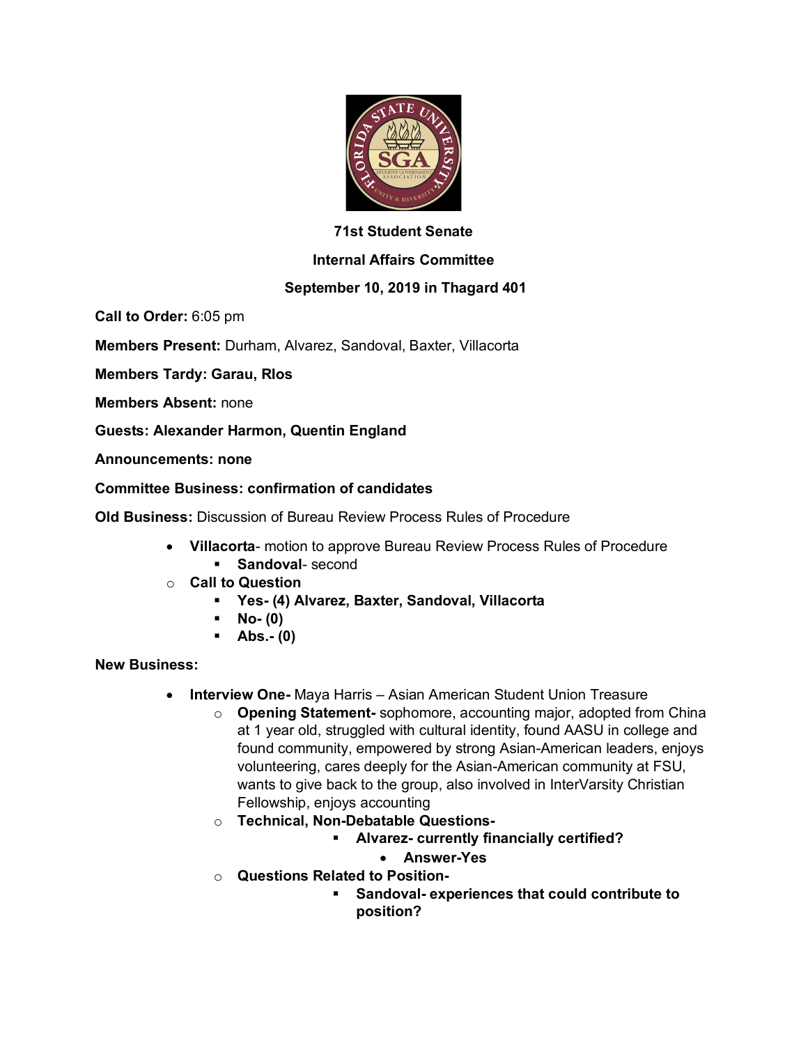**71st Student Senate**

**Internal Affairs Committee**

**September 10, 2019 in Thagard 401**

**Call to Order:** 6:05 pm

**Members Present:** Durham, Alvarez, Sandoval, Baxter, Villacorta

**Members Tardy: Garau, RIos**

**Members Absent:** none

**Guests: Alexander Harmon, Quentin England**

**Announcements: none**

**Committee Business: confirmation of candidates**

**Old Business:** Discussion of Bureau Review Process Rules of Procedure

- **Villacorta**- motion to approve Bureau Review Process Rules of Procedure
  - **Sandoval**- second
- **Call to Question**
  - **Yes- (4) Alvarez, Baxter, Sandoval, Villacorta**
  - **No- (0)**
  - **Abs.- (0)**

**New Business:**

- **Interview One-** Maya Harris – Asian American Student Union Treasure
  - **Opening Statement-** sophomore, accounting major, adopted from China at 1 year old, struggled with cultural identity, found AASU in college and found community, empowered by strong Asian-American leaders, enjoys volunteering, cares deeply for the Asian-American community at FSU, wants to give back to the group, also involved in InterVarsity Christian Fellowship, enjoys accounting
  - **Technical, Non-Debatable Questions-**
    - **Alvarez- currently financially certified?**
      - **Answer-Yes**
  - **Questions Related to Position-**
    - **Sandoval- experiences that could contribute to position?**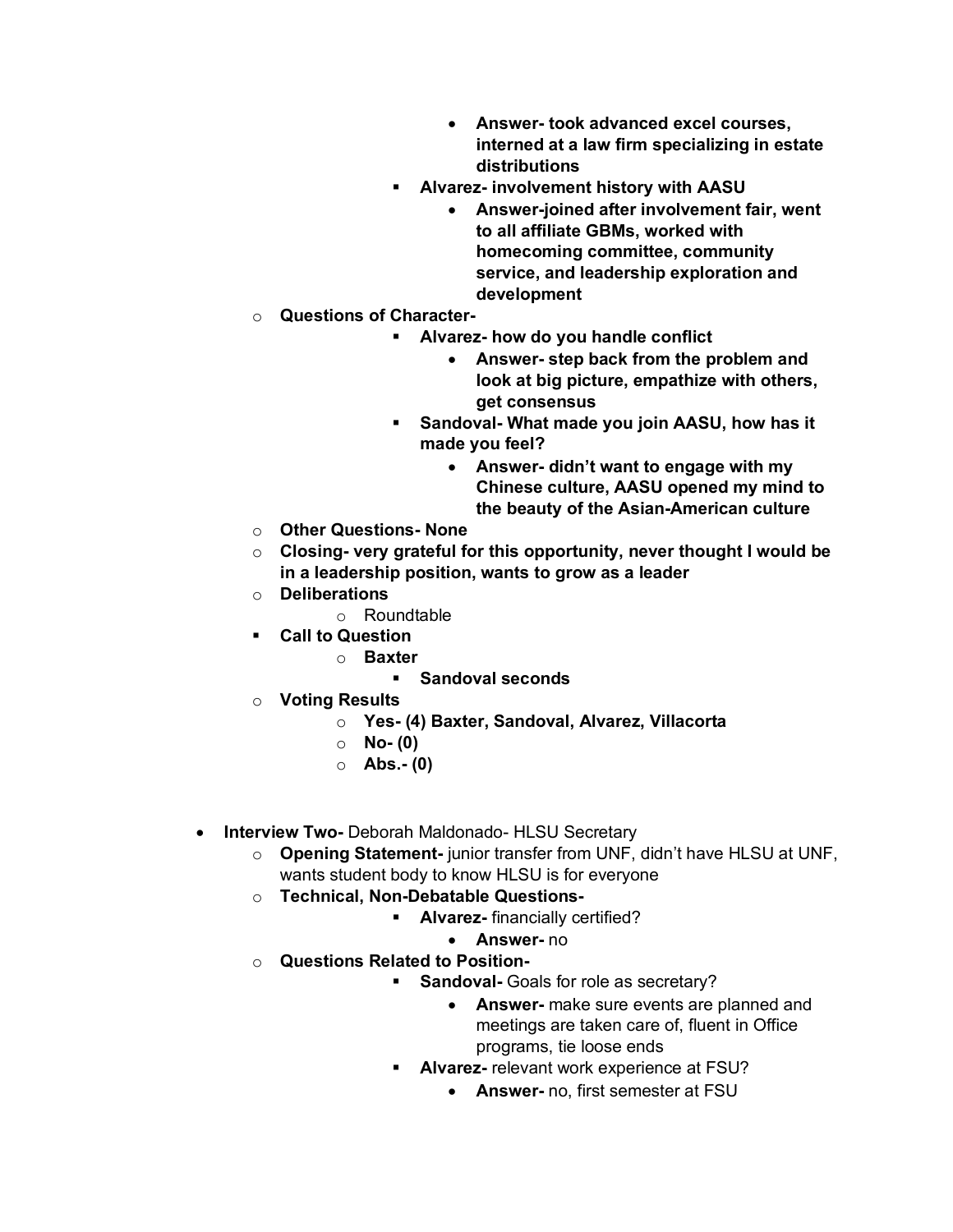- **Answer- took advanced excel courses, interned at a law firm specializing in estate distributions**
      - **Alvarez- involvement history with AASU**
        - **Answer-joined after involvement fair, went to all affiliate GBMs, worked with homecoming committee, community service, and leadership exploration and development**
  - **Questions of Character-**
      - **Alvarez- how do you handle conflict**
        - **Answer- step back from the problem and look at big picture, empathize with others, get consensus**
      - **Sandoval- What made you join AASU, how has it made you feel?**
        - **Answer- didn't want to engage with my Chinese culture, AASU opened my mind to the beauty of the Asian-American culture**
  - **Other Questions- None**
  - **Closing- very grateful for this opportunity, never thought I would be in a leadership position, wants to grow as a leader**
  - **Deliberations**
      - Roundtable
  - **Call to Question**
      - **Baxter**
          - **Sandoval seconds**
  - **Voting Results**
      - **Yes- (4) Baxter, Sandoval, Alvarez, Villacorta**
      - **No- (0)**
      - **Abs.- (0)**

- **Interview Two-** Deborah Maldonado- HLSU Secretary
  - **Opening Statement-** junior transfer from UNF, didn't have HLSU at UNF, wants student body to know HLSU is for everyone
  - **Technical, Non-Debatable Questions-**
      - **Alvarez-** financially certified?
        - **Answer-** no
  - **Questions Related to Position-**
      - **Sandoval-** Goals for role as secretary?
        - **Answer-** make sure events are planned and meetings are taken care of, fluent in Office programs, tie loose ends
      - **Alvarez-** relevant work experience at FSU?
        - **Answer-** no, first semester at FSU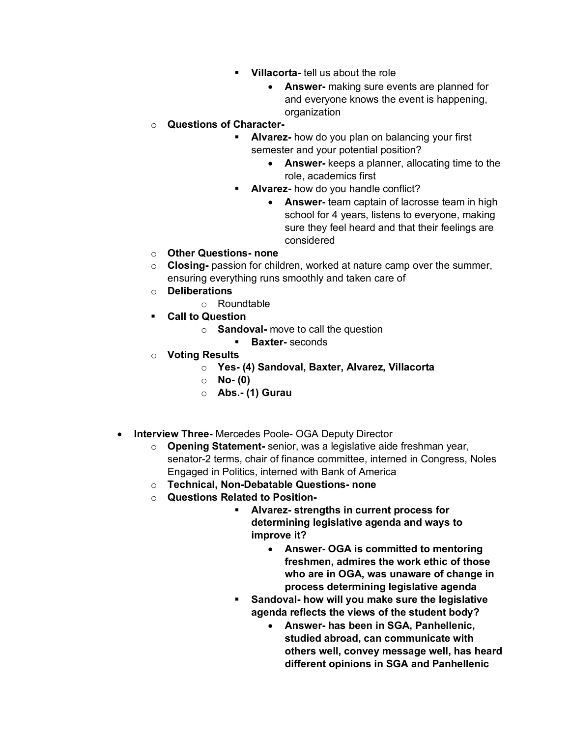- **Villacorta-** tell us about the role
          - **Answer-** making sure events are planned for and everyone knows the event is happening, organization
  - **Questions of Character-**
        - **Alvarez-** how do you plan on balancing your first semester and your potential position?
          - **Answer-** keeps a planner, allocating time to the role, academics first
        - **Alvarez-** how do you handle conflict?
          - **Answer-** team captain of lacrosse team in high school for 4 years, listens to everyone, making sure they feel heard and that their feelings are considered
  - **Other Questions- none**
  - **Closing-** passion for children, worked at nature camp over the summer, ensuring everything runs smoothly and taken care of
  - **Deliberations**
    - Roundtable
  - **Call to Question**
    - **Sandoval-** move to call the question
      - **Baxter-** seconds
  - **Voting Results**
    - **Yes- (4) Sandoval, Baxter, Alvarez, Villacorta**
    - **No- (0)**
    - **Abs.- (1) Gurau**

- **Interview Three-** Mercedes Poole- OGA Deputy Director
  - **Opening Statement-** senior, was a legislative aide freshman year, senator-2 terms, chair of finance committee, interned in Congress, Noles Engaged in Politics, interned with Bank of America
  - **Technical, Non-Debatable Questions- none**
  - **Questions Related to Position-**
        - **Alvarez- strengths in current process for determining legislative agenda and ways to improve it?**
          - **Answer- OGA is committed to mentoring freshmen, admires the work ethic of those who are in OGA, was unaware of change in process determining legislative agenda**
        - **Sandoval- how will you make sure the legislative agenda reflects the views of the student body?**
          - **Answer- has been in SGA, Panhellenic, studied abroad, can communicate with others well, convey message well, has heard different opinions in SGA and Panhellenic**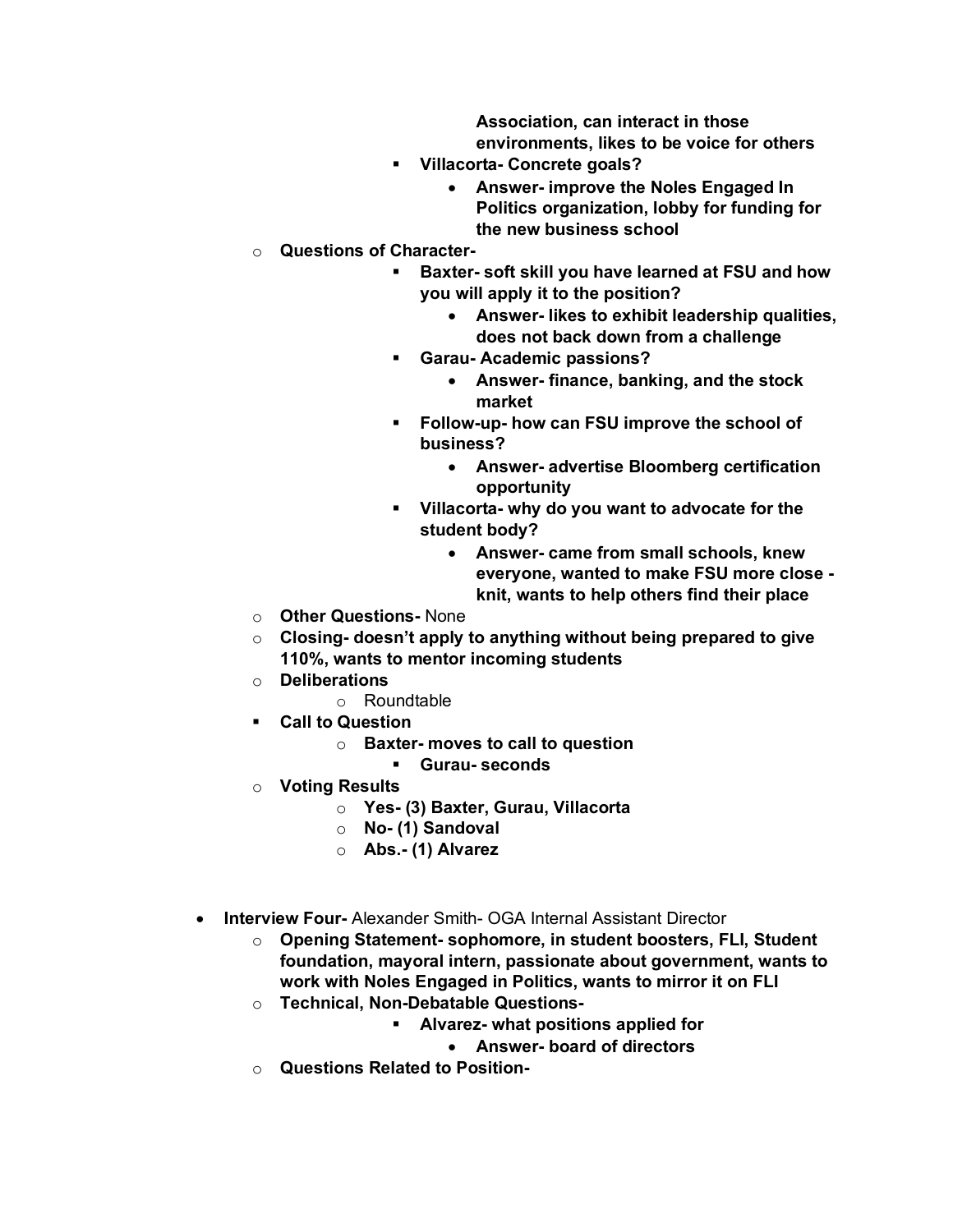- **Association, can interact in those environments, likes to be voice for others**
    - **Villacorta- Concrete goals?**
        - **Answer- improve the Noles Engaged In Politics organization, lobby for funding for the new business school**
- **Questions of Character-**
    - **Baxter- soft skill you have learned at FSU and how you will apply it to the position?**
        - **Answer- likes to exhibit leadership qualities, does not back down from a challenge**
    - **Garau- Academic passions?**
        - **Answer- finance, banking, and the stock market**
    - **Follow-up- how can FSU improve the school of business?**
        - **Answer- advertise Bloomberg certification opportunity**
    - **Villacorta- why do you want to advocate for the student body?**
        - **Answer- came from small schools, knew everyone, wanted to make FSU more close -knit, wants to help others find their place**
- **Other Questions-** None
- **Closing- doesn't apply to anything without being prepared to give 110%, wants to mentor incoming students**
- **Deliberations**
    - Roundtable
- **Call to Question**
    - **Baxter- moves to call to question**
        - **Gurau- seconds**
- **Voting Results**
    - **Yes- (3) Baxter, Gurau, Villacorta**
    - **No- (1) Sandoval**
    - **Abs.- (1) Alvarez**

- **Interview Four-** Alexander Smith- OGA Internal Assistant Director
    - **Opening Statement- sophomore, in student boosters, FLI, Student foundation, mayoral intern, passionate about government, wants to work with Noles Engaged in Politics, wants to mirror it on FLI**
    - **Technical, Non-Debatable Questions-**
        - **Alvarez- what positions applied for**
            - **Answer- board of directors**
    - **Questions Related to Position-**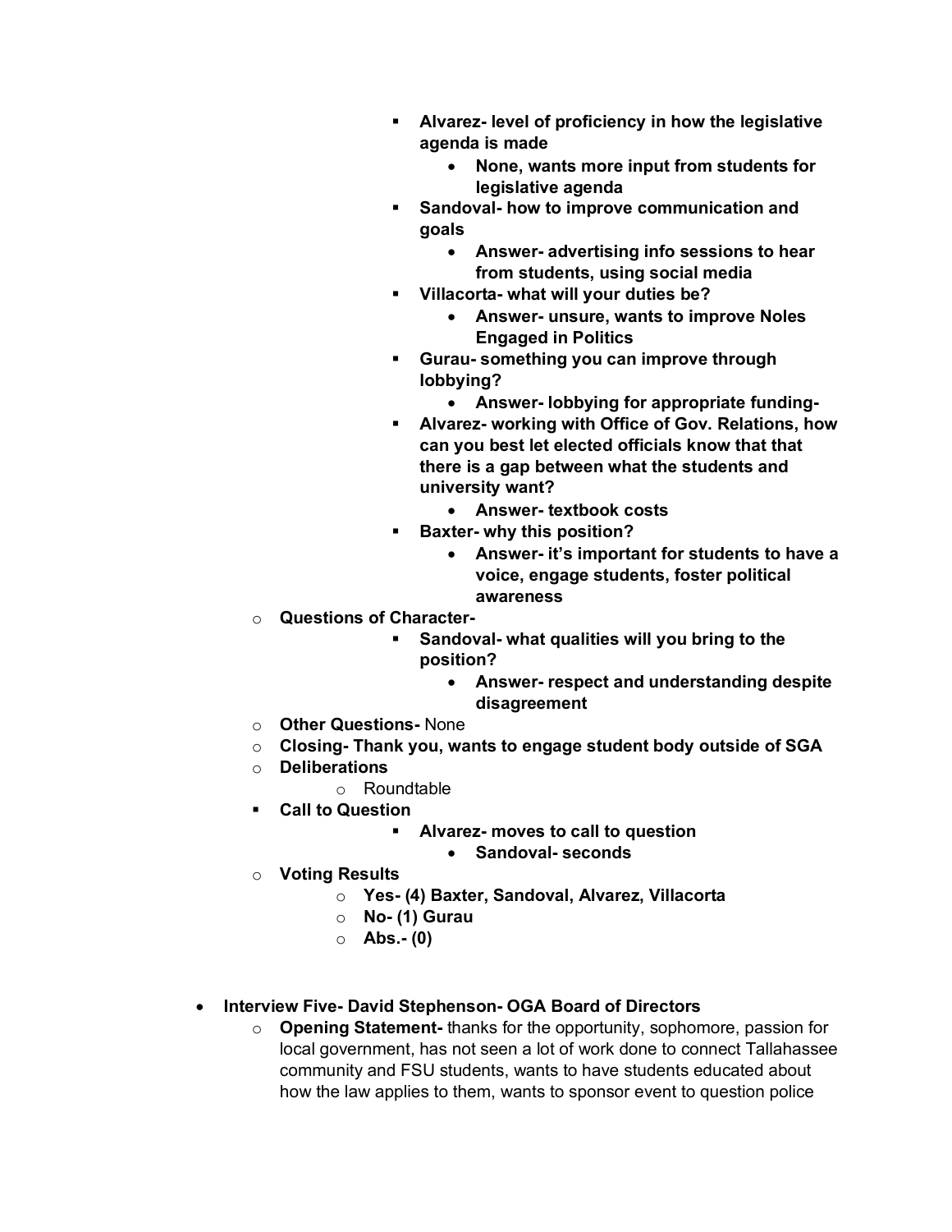- **Alvarez- level of proficiency in how the legislative agenda is made**
            - **None, wants more input from students for legislative agenda**
        - **Sandoval- how to improve communication and goals**
            - **Answer- advertising info sessions to hear from students, using social media**
        - **Villacorta- what will your duties be?**
            - **Answer- unsure, wants to improve Noles Engaged in Politics**
        - **Gurau- something you can improve through lobbying?**
            - **Answer- lobbying for appropriate funding-**
        - **Alvarez- working with Office of Gov. Relations, how can you best let elected officials know that that there is a gap between what the students and university want?**
            - **Answer- textbook costs**
        - **Baxter- why this position?**
            - **Answer- it's important for students to have a voice, engage students, foster political awareness**
    - **Questions of Character-**
        - **Sandoval- what qualities will you bring to the position?**
            - **Answer- respect and understanding despite disagreement**
    - **Other Questions-** None
    - **Closing- Thank you, wants to engage student body outside of SGA**
    - **Deliberations**
        - Roundtable
    - **Call to Question**
        - **Alvarez- moves to call to question**
            - **Sandoval- seconds**
    - **Voting Results**
        - **Yes- (4) Baxter, Sandoval, Alvarez, Villacorta**
        - **No- (1) Gurau**
        - **Abs.- (0)**

- **Interview Five- David Stephenson- OGA Board of Directors**
    - **Opening Statement-** thanks for the opportunity, sophomore, passion for local government, has not seen a lot of work done to connect Tallahassee community and FSU students, wants to have students educated about how the law applies to them, wants to sponsor event to question police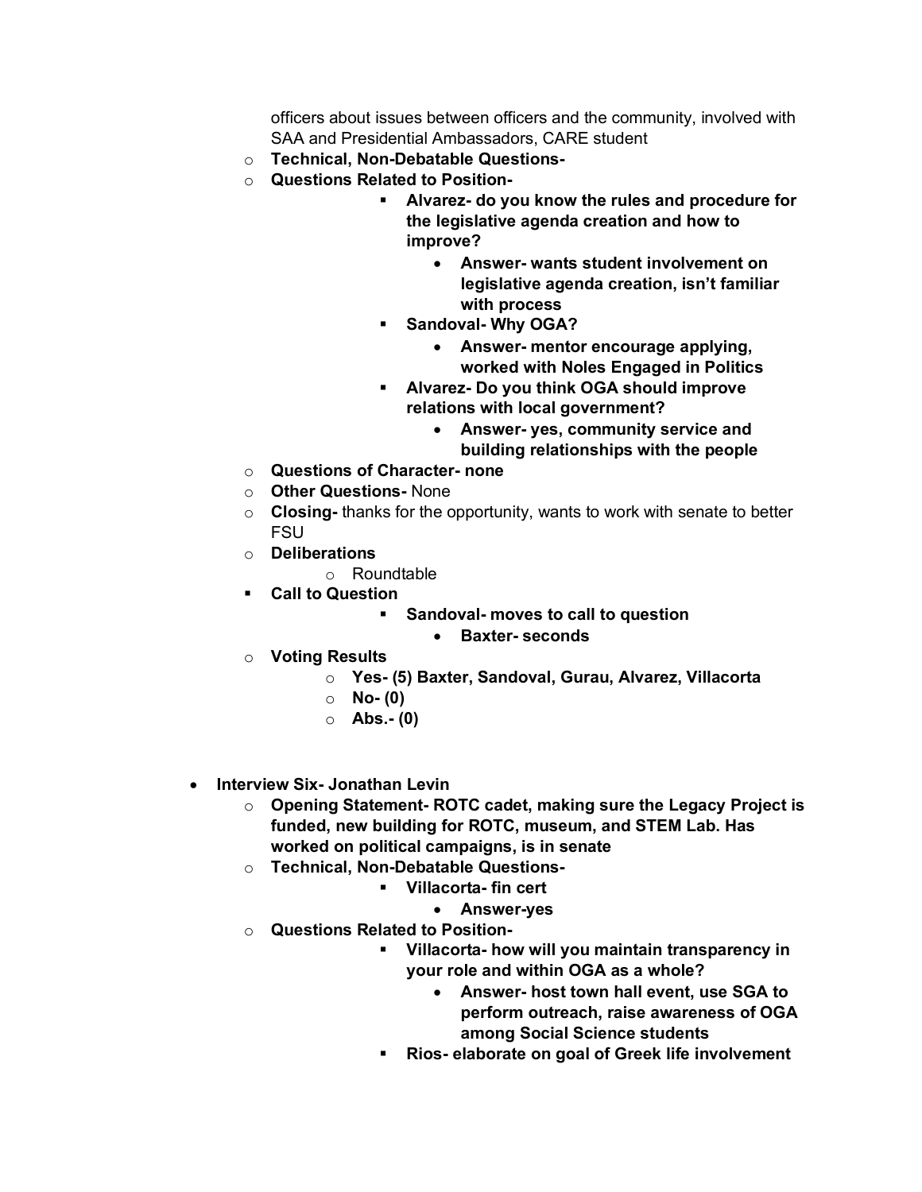officers about issues between officers and the community, involved with SAA and Presidential Ambassadors, CARE student

- **Technical, Non-Debatable Questions-**
- **Questions Related to Position-**
    - **Alvarez- do you know the rules and procedure for the legislative agenda creation and how to improve?**
        - **Answer- wants student involvement on legislative agenda creation, isn't familiar with process**
    - **Sandoval- Why OGA?**
        - **Answer- mentor encourage applying, worked with Noles Engaged in Politics**
    - **Alvarez- Do you think OGA should improve relations with local government?**
        - **Answer- yes, community service and building relationships with the people**
- **Questions of Character- none**
- **Other Questions-** None
- **Closing-** thanks for the opportunity, wants to work with senate to better FSU
- **Deliberations**
    - Roundtable
- **Call to Question**
    - **Sandoval- moves to call to question**
        - **Baxter- seconds**
- **Voting Results**
    - **Yes- (5) Baxter, Sandoval, Gurau, Alvarez, Villacorta**
    - **No- (0)**
    - **Abs.- (0)**

- **Interview Six- Jonathan Levin**
    - **Opening Statement- ROTC cadet, making sure the Legacy Project is funded, new building for ROTC, museum, and STEM Lab. Has worked on political campaigns, is in senate**
    - **Technical, Non-Debatable Questions-**
        - **Villacorta- fin cert**
            - **Answer-yes**
    - **Questions Related to Position-**
        - **Villacorta- how will you maintain transparency in your role and within OGA as a whole?**
            - **Answer- host town hall event, use SGA to perform outreach, raise awareness of OGA among Social Science students**
        - **Rios- elaborate on goal of Greek life involvement**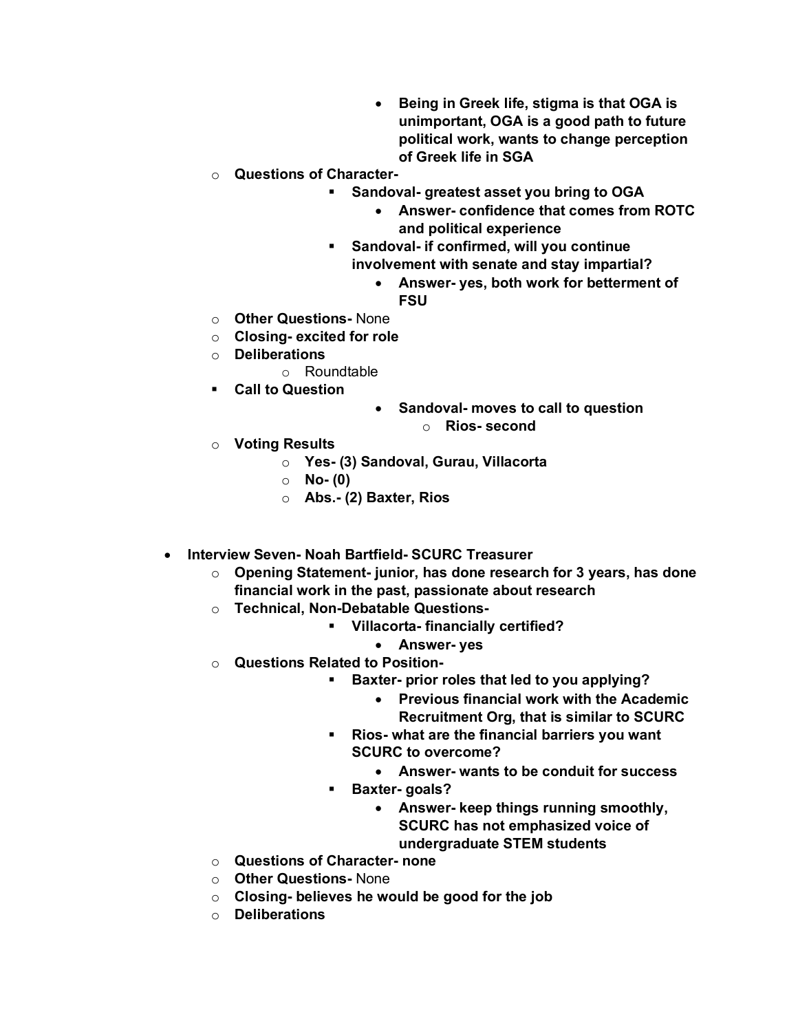- **Being in Greek life, stigma is that OGA is unimportant, OGA is a good path to future political work, wants to change perception of Greek life in SGA**
  - **Questions of Character-**
    - **Sandoval- greatest asset you bring to OGA**
      - **Answer- confidence that comes from ROTC and political experience**
    - **Sandoval- if confirmed, will you continue involvement with senate and stay impartial?**
      - **Answer- yes, both work for betterment of FSU**
  - **Other Questions-** None
  - **Closing- excited for role**
  - **Deliberations**
    - Roundtable
  - **Call to Question**
    - **Sandoval- moves to call to question**
      - **Rios- second**
  - **Voting Results**
    - **Yes- (3) Sandoval, Gurau, Villacorta**
    - **No- (0)**
    - **Abs.- (2) Baxter, Rios**

- **Interview Seven- Noah Bartfield- SCURC Treasurer**
  - **Opening Statement- junior, has done research for 3 years, has done financial work in the past, passionate about research**
  - **Technical, Non-Debatable Questions-**
    - **Villacorta- financially certified?**
      - **Answer- yes**
  - **Questions Related to Position-**
    - **Baxter- prior roles that led to you applying?**
      - **Previous financial work with the Academic Recruitment Org, that is similar to SCURC**
    - **Rios- what are the financial barriers you want SCURC to overcome?**
      - **Answer- wants to be conduit for success**
    - **Baxter- goals?**
      - **Answer- keep things running smoothly, SCURC has not emphasized voice of undergraduate STEM students**
  - **Questions of Character- none**
  - **Other Questions-** None
  - **Closing- believes he would be good for the job**
  - **Deliberations**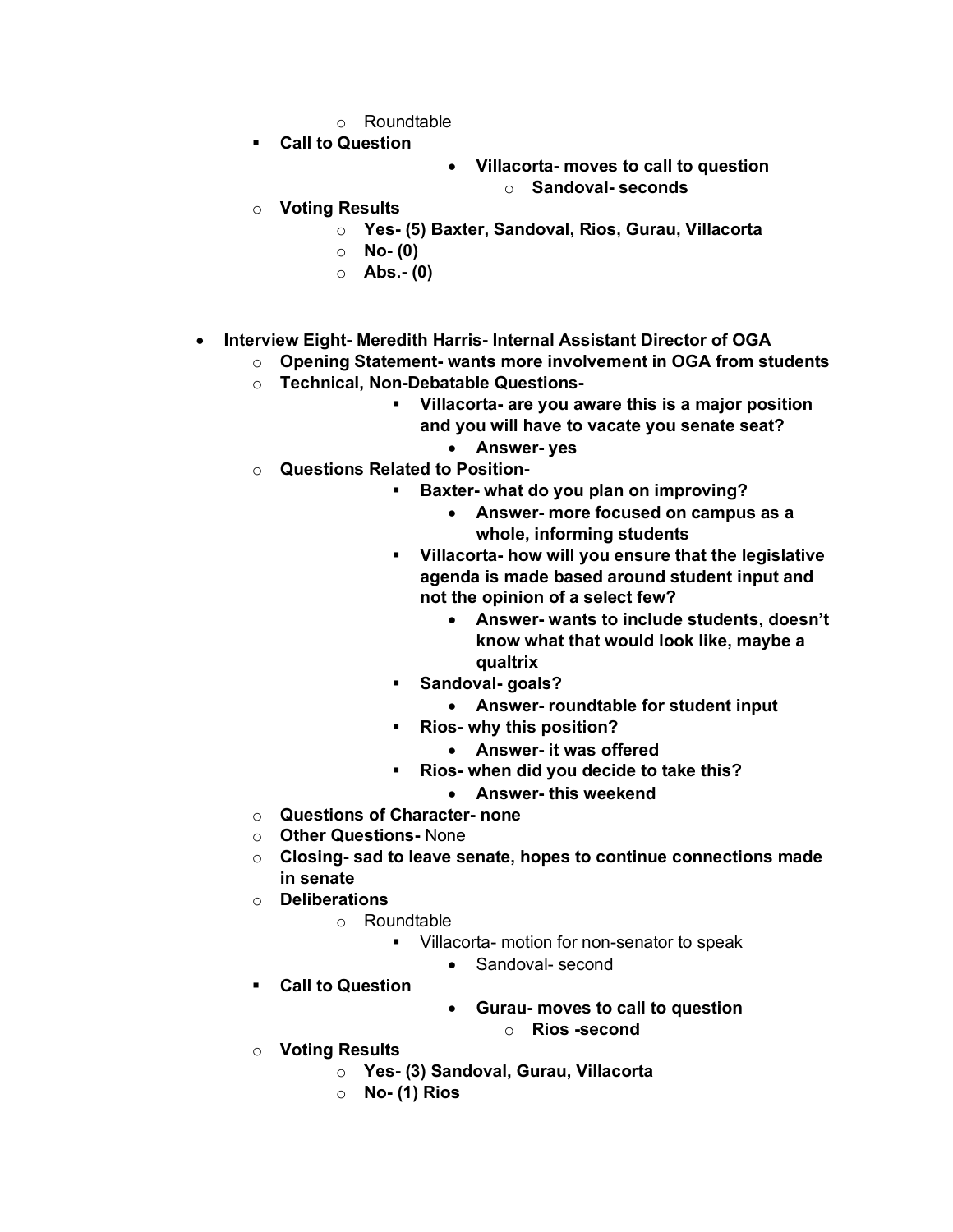- Roundtable
- **Call to Question**
  - **Villacorta- moves to call to question**
    - **Sandoval- seconds**
- **Voting Results**
  - **Yes- (5) Baxter, Sandoval, Rios, Gurau, Villacorta**
  - **No- (0)**
  - **Abs.- (0)**

- **Interview Eight- Meredith Harris- Internal Assistant Director of OGA**
  - **Opening Statement- wants more involvement in OGA from students**
  - **Technical, Non-Debatable Questions-**
    - **Villacorta- are you aware this is a major position and you will have to vacate you senate seat?**
      - **Answer- yes**
  - **Questions Related to Position-**
    - **Baxter- what do you plan on improving?**
      - **Answer- more focused on campus as a whole, informing students**
    - **Villacorta- how will you ensure that the legislative agenda is made based around student input and not the opinion of a select few?**
      - **Answer- wants to include students, doesn't know what that would look like, maybe a qualtrix**
    - **Sandoval- goals?**
      - **Answer- roundtable for student input**
    - **Rios- why this position?**
      - **Answer- it was offered**
    - **Rios- when did you decide to take this?**
      - **Answer- this weekend**
  - **Questions of Character- none**
  - **Other Questions-** None
  - **Closing- sad to leave senate, hopes to continue connections made in senate**
  - **Deliberations**
    - Roundtable
      - Villacorta- motion for non-senator to speak
        - Sandoval- second
  - **Call to Question**
    - **Gurau- moves to call to question**
      - **Rios -second**
  - **Voting Results**
    - **Yes- (3) Sandoval, Gurau, Villacorta**
    - **No- (1) Rios**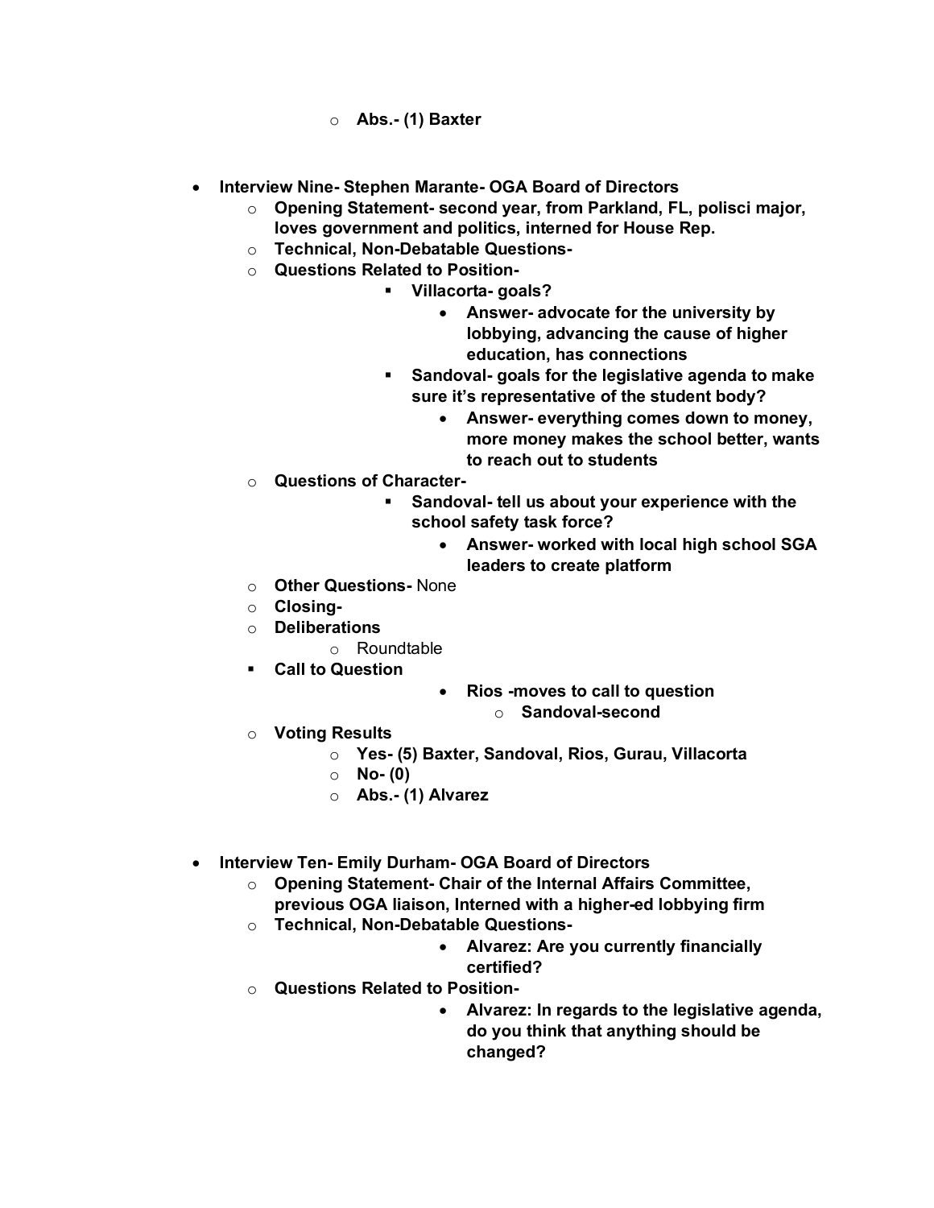- **Abs.- (1) Baxter**

- **Interview Nine- Stephen Marante- OGA Board of Directors**
  - **Opening Statement- second year, from Parkland, FL, polisci major, loves government and politics, interned for House Rep.**
  - **Technical, Non-Debatable Questions-**
  - **Questions Related to Position-**
    - **Villacorta- goals?**
      - **Answer- advocate for the university by lobbying, advancing the cause of higher education, has connections**
    - **Sandoval- goals for the legislative agenda to make sure it's representative of the student body?**
      - **Answer- everything comes down to money, more money makes the school better, wants to reach out to students**
  - **Questions of Character-**
    - **Sandoval- tell us about your experience with the school safety task force?**
      - **Answer- worked with local high school SGA leaders to create platform**
  - **Other Questions-** None
  - **Closing-**
  - **Deliberations**
    - Roundtable
  - **Call to Question**
    - **Rios -moves to call to question**
      - **Sandoval-second**
  - **Voting Results**
    - **Yes- (5) Baxter, Sandoval, Rios, Gurau, Villacorta**
    - **No- (0)**
    - **Abs.- (1) Alvarez**

- **Interview Ten- Emily Durham- OGA Board of Directors**
  - **Opening Statement- Chair of the Internal Affairs Committee, previous OGA liaison, Interned with a higher-ed lobbying firm**
  - **Technical, Non-Debatable Questions-**
    - **Alvarez: Are you currently financially certified?**
  - **Questions Related to Position-**
    - **Alvarez: In regards to the legislative agenda, do you think that anything should be changed?**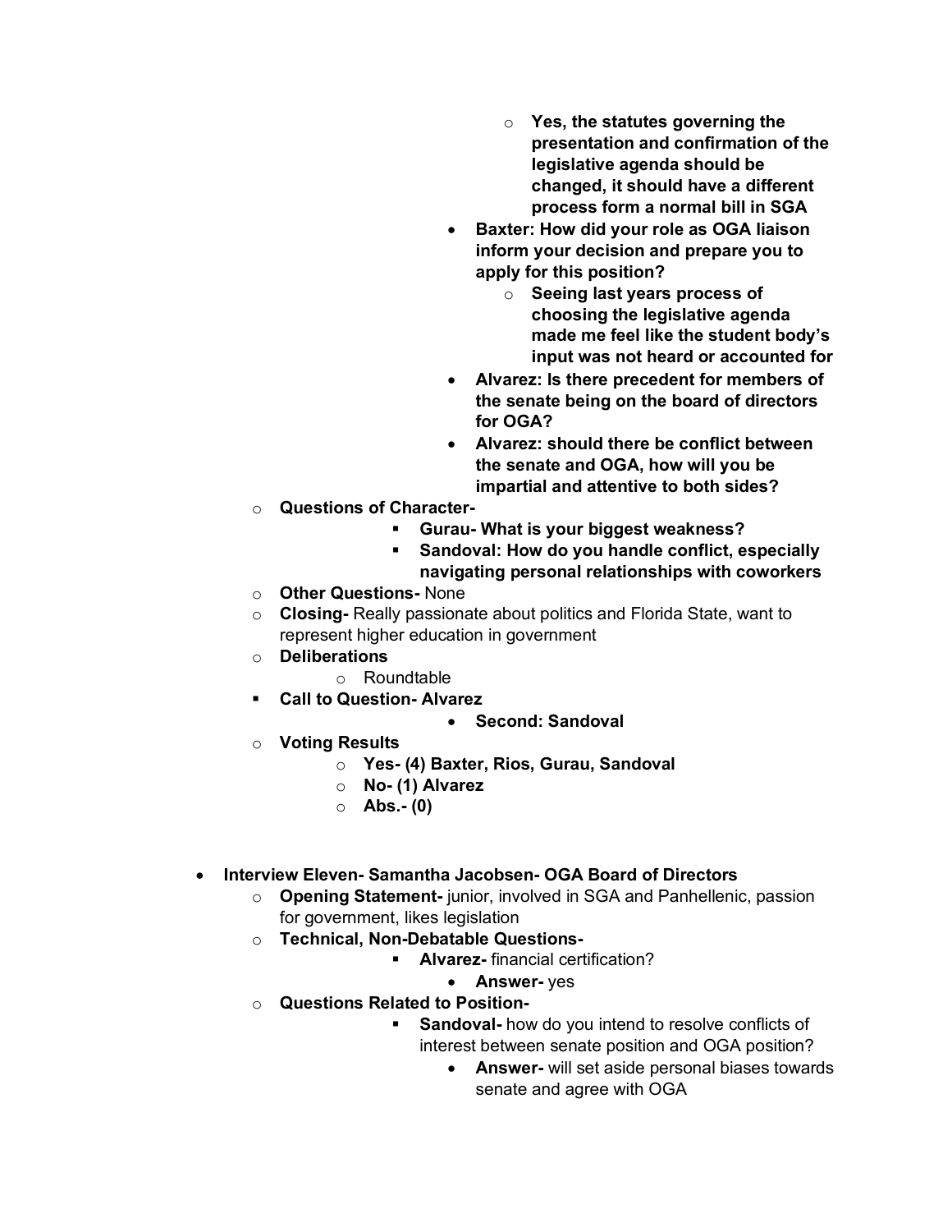- **Yes, the statutes governing the presentation and confirmation of the legislative agenda should be changed, it should have a different process form a normal bill in SGA**
      - **Baxter: How did your role as OGA liaison inform your decision and prepare you to apply for this position?**
        - **Seeing last years process of choosing the legislative agenda made me feel like the student body's input was not heard or accounted for**
      - **Alvarez: Is there precedent for members of the senate being on the board of directors for OGA?**
      - **Alvarez: should there be conflict between the senate and OGA, how will you be impartial and attentive to both sides?**
  - **Questions of Character-**
      - **Gurau- What is your biggest weakness?**
      - **Sandoval: How do you handle conflict, especially navigating personal relationships with coworkers**
  - **Other Questions-** None
  - **Closing-** Really passionate about politics and Florida State, want to represent higher education in government
  - **Deliberations**
    - Roundtable
  - **Call to Question- Alvarez**
    - **Second: Sandoval**
  - **Voting Results**
    - **Yes- (4) Baxter, Rios, Gurau, Sandoval**
    - **No- (1) Alvarez**
    - **Abs.- (0)**

- **Interview Eleven- Samantha Jacobsen- OGA Board of Directors**
  - **Opening Statement-** junior, involved in SGA and Panhellenic, passion for government, likes legislation
  - **Technical, Non-Debatable Questions-**
      - **Alvarez-** financial certification?
        - **Answer-** yes
  - **Questions Related to Position-**
      - **Sandoval-** how do you intend to resolve conflicts of interest between senate position and OGA position?
        - **Answer-** will set aside personal biases towards senate and agree with OGA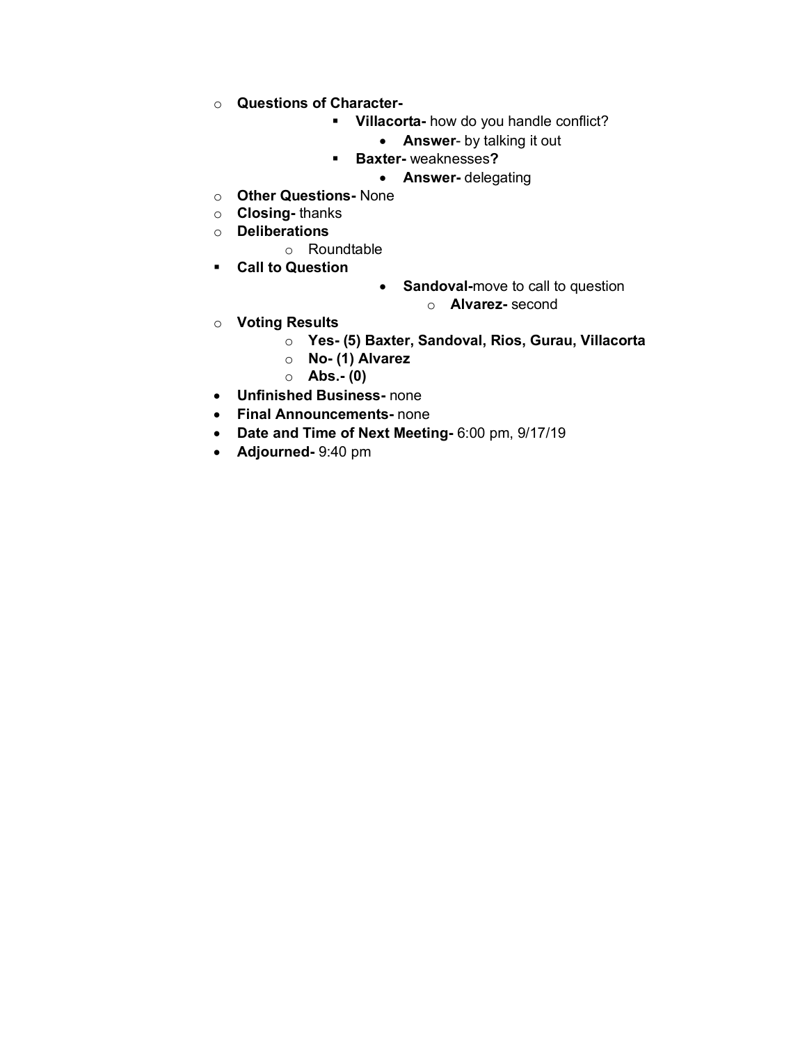- **Questions of Character-**
    - **Villacorta-** how do you handle conflict?
        - **Answer**- by talking it out
    - **Baxter-** weaknesses**?**
        - **Answer-** delegating
- **Other Questions-** None
- **Closing-** thanks
- **Deliberations**
    - Roundtable
- **Call to Question**
    - **Sandoval-**move to call to question
        - **Alvarez-** second
- **Voting Results**
    - **Yes- (5) Baxter, Sandoval, Rios, Gurau, Villacorta**
    - **No- (1) Alvarez**
    - **Abs.- (0)**

- **Unfinished Business-** none
- **Final Announcements-** none
- **Date and Time of Next Meeting-** 6:00 pm, 9/17/19
- **Adjourned-** 9:40 pm